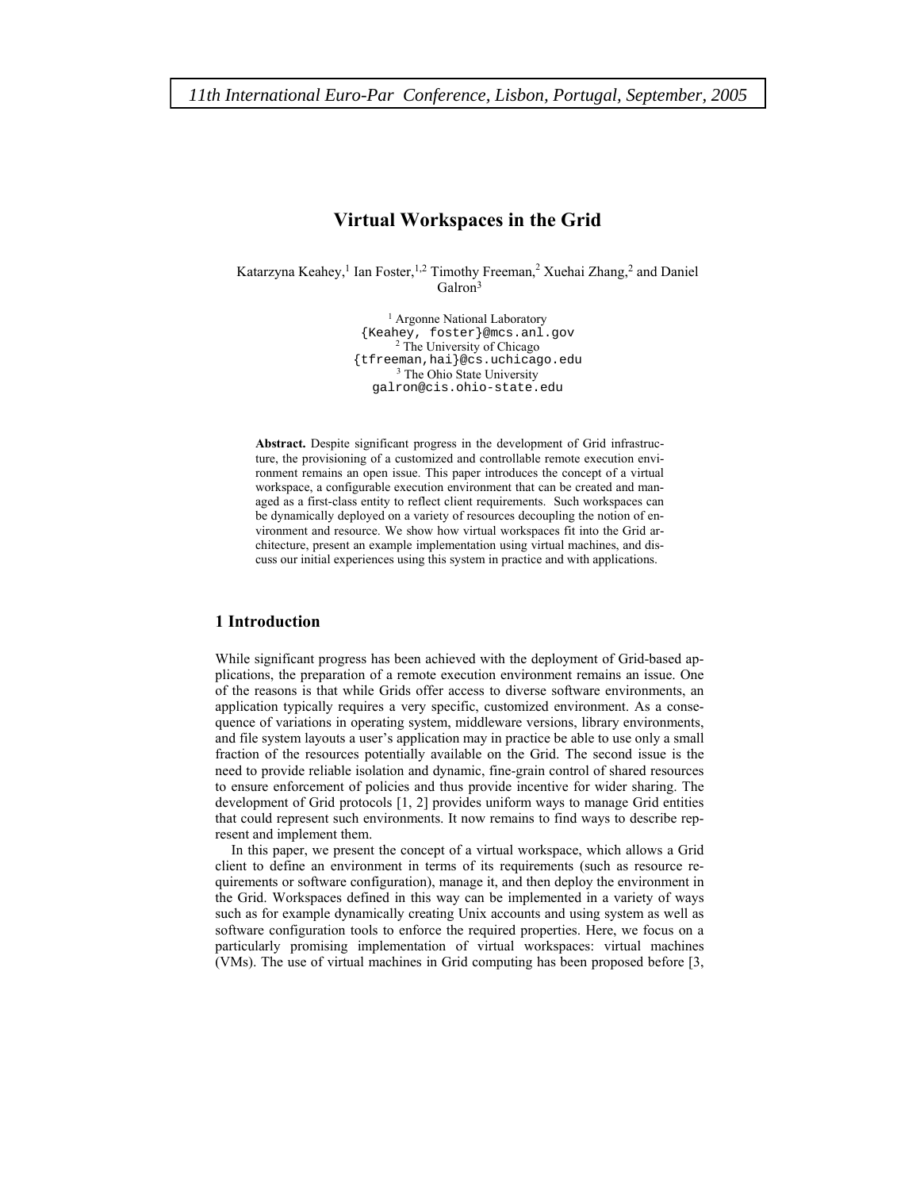11th International Euro-Par Conference, Lisbon, Portugal, September, 2005

# Virtual Workspaces in the Grid

Katarzyna Keahey,[1] Ian Foster,[1,2] Timothy Freeman,[2] Xuehai Zhang,[2] and Daniel Galron[3]

[1] Argonne National Laboratory
{Keahey, foster}@mcs.anl.gov
[2] The University of Chicago
{tfreeman,hai}@cs.uchicago.edu
[3] The Ohio State University
galron@cis.ohio-state.edu

**Abstract.** Despite significant progress in the development of Grid infrastructure, the provisioning of a customized and controllable remote execution environment remains an open issue. This paper introduces the concept of a virtual workspace, a configurable execution environment that can be created and managed as a first-class entity to reflect client requirements. Such workspaces can be dynamically deployed on a variety of resources decoupling the notion of environment and resource. We show how virtual workspaces fit into the Grid architecture, present an example implementation using virtual machines, and discuss our initial experiences using this system in practice and with applications.

## 1 Introduction

While significant progress has been achieved with the deployment of Grid-based applications, the preparation of a remote execution environment remains an issue. One of the reasons is that while Grids offer access to diverse software environments, an application typically requires a very specific, customized environment. As a consequence of variations in operating system, middleware versions, library environments, and file system layouts a user's application may in practice be able to use only a small fraction of the resources potentially available on the Grid. The second issue is the need to provide reliable isolation and dynamic, fine-grain control of shared resources to ensure enforcement of policies and thus provide incentive for wider sharing. The development of Grid protocols [1, 2] provides uniform ways to manage Grid entities that could represent such environments. It now remains to find ways to describe represent and implement them.

In this paper, we present the concept of a virtual workspace, which allows a Grid client to define an environment in terms of its requirements (such as resource requirements or software configuration), manage it, and then deploy the environment in the Grid. Workspaces defined in this way can be implemented in a variety of ways such as for example dynamically creating Unix accounts and using system as well as software configuration tools to enforce the required properties. Here, we focus on a particularly promising implementation of virtual workspaces: virtual machines (VMs). The use of virtual machines in Grid computing has been proposed before [3,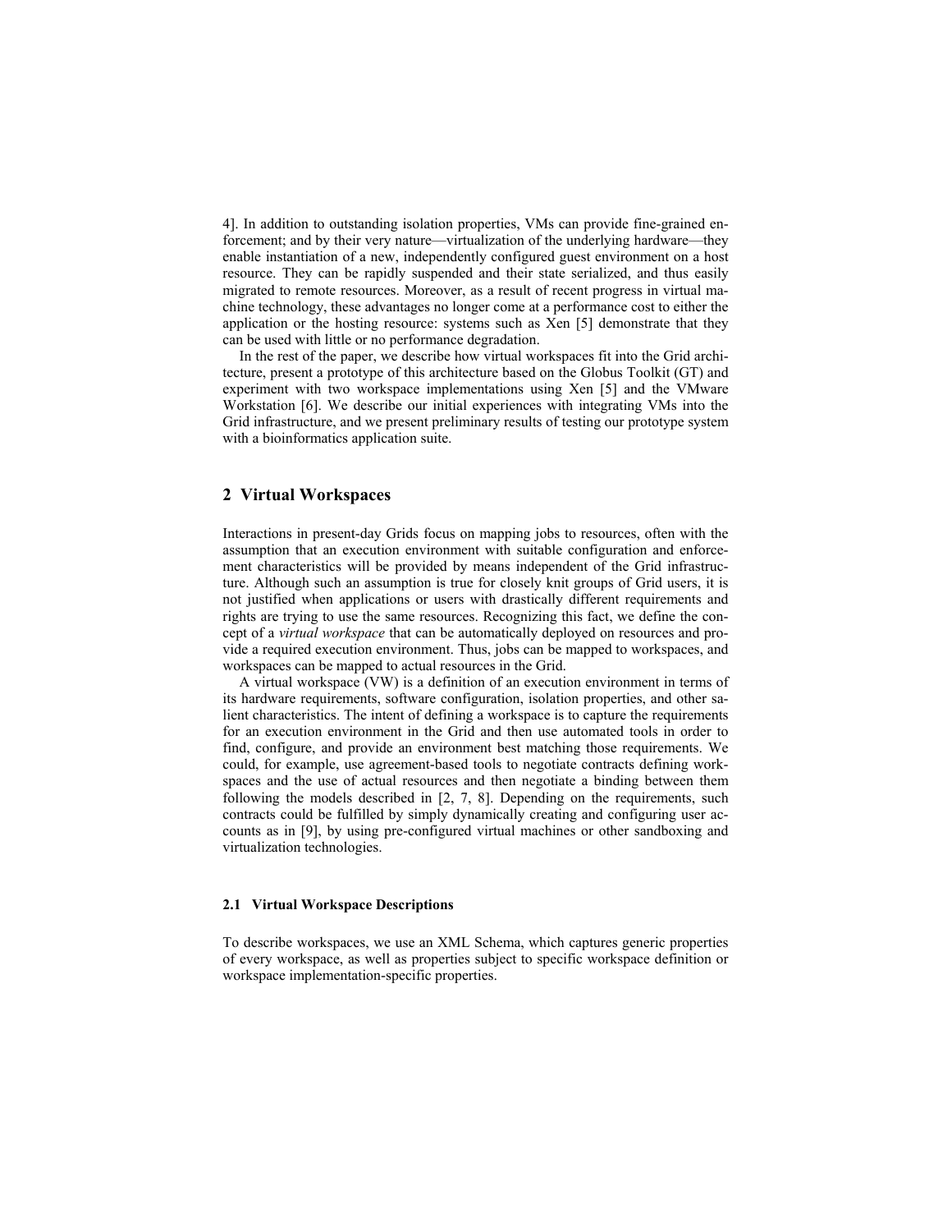4]. In addition to outstanding isolation properties, VMs can provide fine-grained enforcement; and by their very nature—virtualization of the underlying hardware—they enable instantiation of a new, independently configured guest environment on a host resource. They can be rapidly suspended and their state serialized, and thus easily migrated to remote resources. Moreover, as a result of recent progress in virtual machine technology, these advantages no longer come at a performance cost to either the application or the hosting resource: systems such as Xen [5] demonstrate that they can be used with little or no performance degradation.

In the rest of the paper, we describe how virtual workspaces fit into the Grid architecture, present a prototype of this architecture based on the Globus Toolkit (GT) and experiment with two workspace implementations using Xen [5] and the VMware Workstation [6]. We describe our initial experiences with integrating VMs into the Grid infrastructure, and we present preliminary results of testing our prototype system with a bioinformatics application suite.

## 2 Virtual Workspaces

Interactions in present-day Grids focus on mapping jobs to resources, often with the assumption that an execution environment with suitable configuration and enforcement characteristics will be provided by means independent of the Grid infrastructure. Although such an assumption is true for closely knit groups of Grid users, it is not justified when applications or users with drastically different requirements and rights are trying to use the same resources. Recognizing this fact, we define the concept of a *virtual workspace* that can be automatically deployed on resources and provide a required execution environment. Thus, jobs can be mapped to workspaces, and workspaces can be mapped to actual resources in the Grid.

A virtual workspace (VW) is a definition of an execution environment in terms of its hardware requirements, software configuration, isolation properties, and other salient characteristics. The intent of defining a workspace is to capture the requirements for an execution environment in the Grid and then use automated tools in order to find, configure, and provide an environment best matching those requirements. We could, for example, use agreement-based tools to negotiate contracts defining workspaces and the use of actual resources and then negotiate a binding between them following the models described in [2, 7, 8]. Depending on the requirements, such contracts could be fulfilled by simply dynamically creating and configuring user accounts as in [9], by using pre-configured virtual machines or other sandboxing and virtualization technologies.

### 2.1 Virtual Workspace Descriptions

To describe workspaces, we use an XML Schema, which captures generic properties of every workspace, as well as properties subject to specific workspace definition or workspace implementation-specific properties.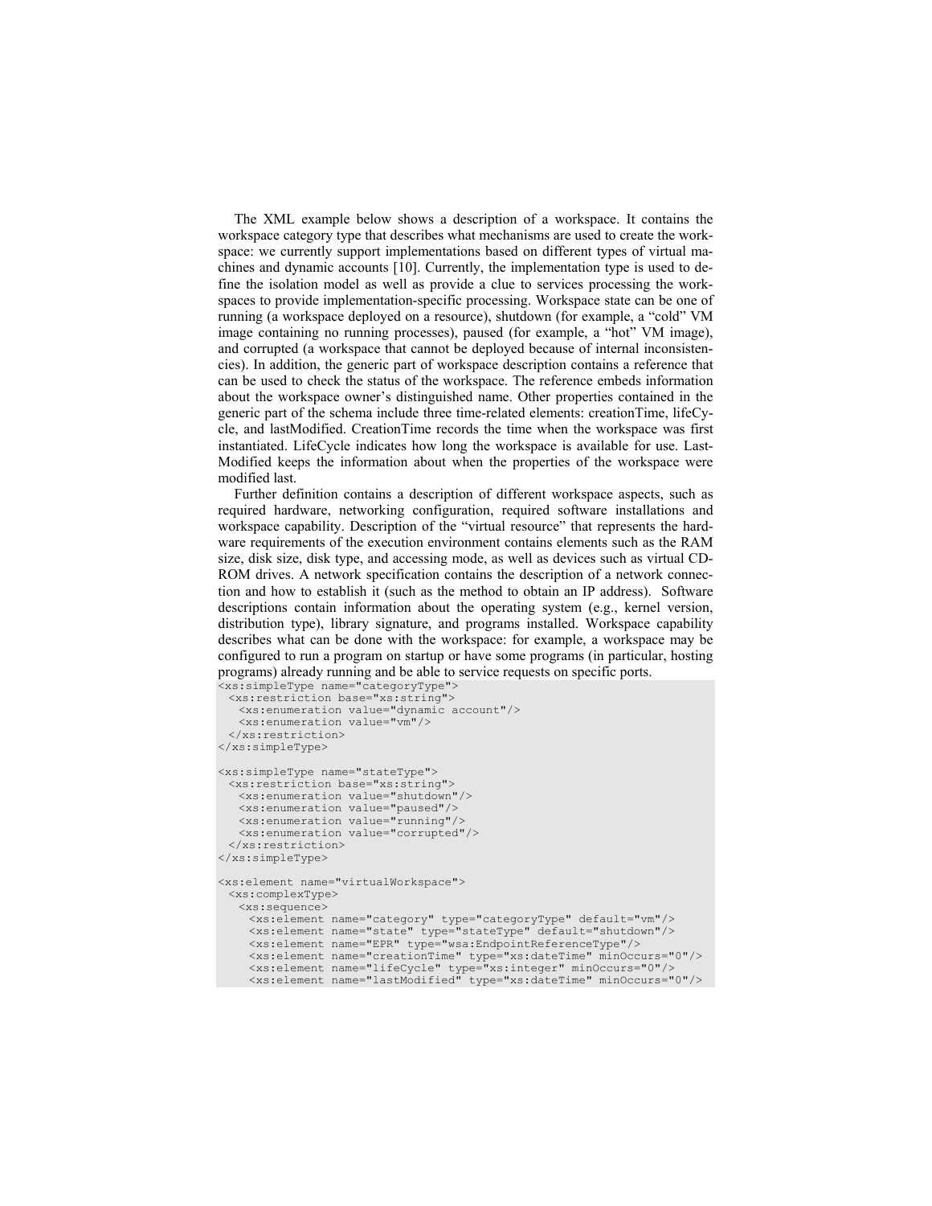The XML example below shows a description of a workspace. It contains the workspace category type that describes what mechanisms are used to create the workspace: we currently support implementations based on different types of virtual machines and dynamic accounts [10]. Currently, the implementation type is used to define the isolation model as well as provide a clue to services processing the workspaces to provide implementation-specific processing. Workspace state can be one of running (a workspace deployed on a resource), shutdown (for example, a "cold" VM image containing no running processes), paused (for example, a "hot" VM image), and corrupted (a workspace that cannot be deployed because of internal inconsistencies). In addition, the generic part of workspace description contains a reference that can be used to check the status of the workspace. The reference embeds information about the workspace owner's distinguished name. Other properties contained in the generic part of the schema include three time-related elements: creationTime, lifeCycle, and lastModified. CreationTime records the time when the workspace was first instantiated. LifeCycle indicates how long the workspace is available for use. LastModified keeps the information about when the properties of the workspace were modified last.

Further definition contains a description of different workspace aspects, such as required hardware, networking configuration, required software installations and workspace capability. Description of the "virtual resource" that represents the hardware requirements of the execution environment contains elements such as the RAM size, disk size, disk type, and accessing mode, as well as devices such as virtual CD-ROM drives. A network specification contains the description of a network connection and how to establish it (such as the method to obtain an IP address). Software descriptions contain information about the operating system (e.g., kernel version, distribution type), library signature, and programs installed. Workspace capability describes what can be done with the workspace: for example, a workspace may be configured to run a program on startup or have some programs (in particular, hosting programs) already running and be able to service requests on specific ports.

```
<xs:simpleType name="categoryType">
 <xs:restriction base="xs:string">
   <xs:enumeration value="dynamic account"/>
   <xs:enumeration value="vm"/>
 </xs:restriction>
</xs:simpleType>

<xs:simpleType name="stateType">
 <xs:restriction base="xs:string">
   <xs:enumeration value="shutdown"/>
   <xs:enumeration value="paused"/>
   <xs:enumeration value="running"/>
   <xs:enumeration value="corrupted"/>
 </xs:restriction>
</xs:simpleType>

<xs:element name="virtualWorkspace">
 <xs:complexType>
   <xs:sequence>
     <xs:element name="category" type="categoryType" default="vm"/>
     <xs:element name="state" type="stateType" default="shutdown"/>
     <xs:element name="EPR" type="wsa:EndpointReferenceType"/>
     <xs:element name="creationTime" type="xs:dateTime" minOccurs="0"/>
     <xs:element name="lifeCycle" type="xs:integer" minOccurs="0"/>
     <xs:element name="lastModified" type="xs:dateTime" minOccurs="0"/>
```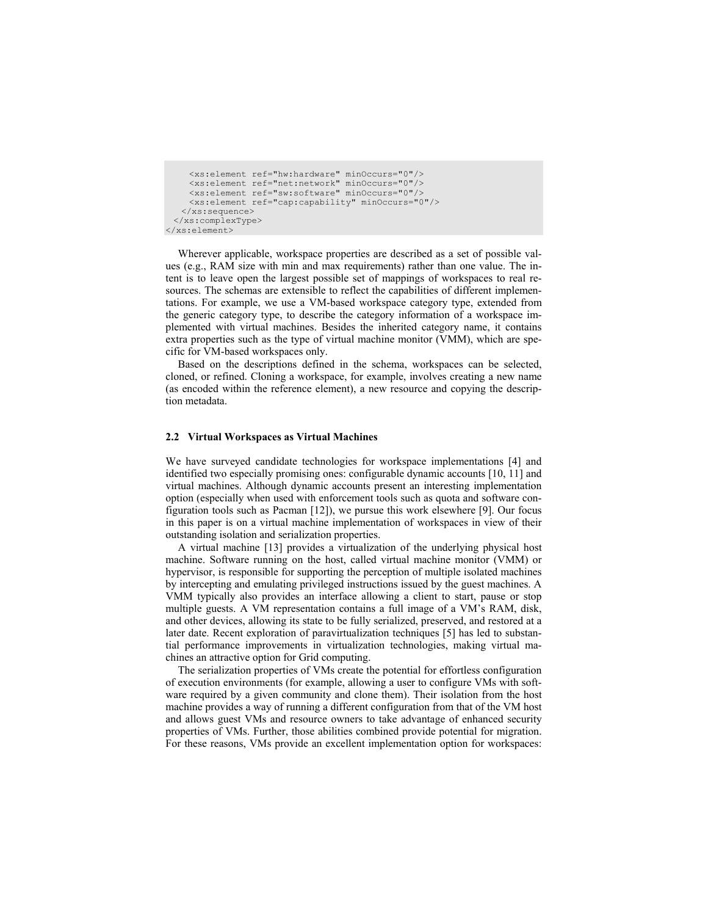```
    <xs:element ref="hw:hardware" minOccurs="0"/>
    <xs:element ref="net:network" minOccurs="0"/>
    <xs:element ref="sw:software" minOccurs="0"/>
    <xs:element ref="cap:capability" minOccurs="0"/>
   </xs:sequence>
  </xs:complexType>
</xs:element>
```

Wherever applicable, workspace properties are described as a set of possible values (e.g., RAM size with min and max requirements) rather than one value. The intent is to leave open the largest possible set of mappings of workspaces to real resources. The schemas are extensible to reflect the capabilities of different implementations. For example, we use a VM-based workspace category type, extended from the generic category type, to describe the category information of a workspace implemented with virtual machines. Besides the inherited category name, it contains extra properties such as the type of virtual machine monitor (VMM), which are specific for VM-based workspaces only.

Based on the descriptions defined in the schema, workspaces can be selected, cloned, or refined. Cloning a workspace, for example, involves creating a new name (as encoded within the reference element), a new resource and copying the description metadata.

### 2.2 Virtual Workspaces as Virtual Machines

We have surveyed candidate technologies for workspace implementations [4] and identified two especially promising ones: configurable dynamic accounts [10, 11] and virtual machines. Although dynamic accounts present an interesting implementation option (especially when used with enforcement tools such as quota and software configuration tools such as Pacman [12]), we pursue this work elsewhere [9]. Our focus in this paper is on a virtual machine implementation of workspaces in view of their outstanding isolation and serialization properties.

A virtual machine [13] provides a virtualization of the underlying physical host machine. Software running on the host, called virtual machine monitor (VMM) or hypervisor, is responsible for supporting the perception of multiple isolated machines by intercepting and emulating privileged instructions issued by the guest machines. A VMM typically also provides an interface allowing a client to start, pause or stop multiple guests. A VM representation contains a full image of a VM's RAM, disk, and other devices, allowing its state to be fully serialized, preserved, and restored at a later date. Recent exploration of paravirtualization techniques [5] has led to substantial performance improvements in virtualization technologies, making virtual machines an attractive option for Grid computing.

The serialization properties of VMs create the potential for effortless configuration of execution environments (for example, allowing a user to configure VMs with software required by a given community and clone them). Their isolation from the host machine provides a way of running a different configuration from that of the VM host and allows guest VMs and resource owners to take advantage of enhanced security properties of VMs. Further, those abilities combined provide potential for migration. For these reasons, VMs provide an excellent implementation option for workspaces: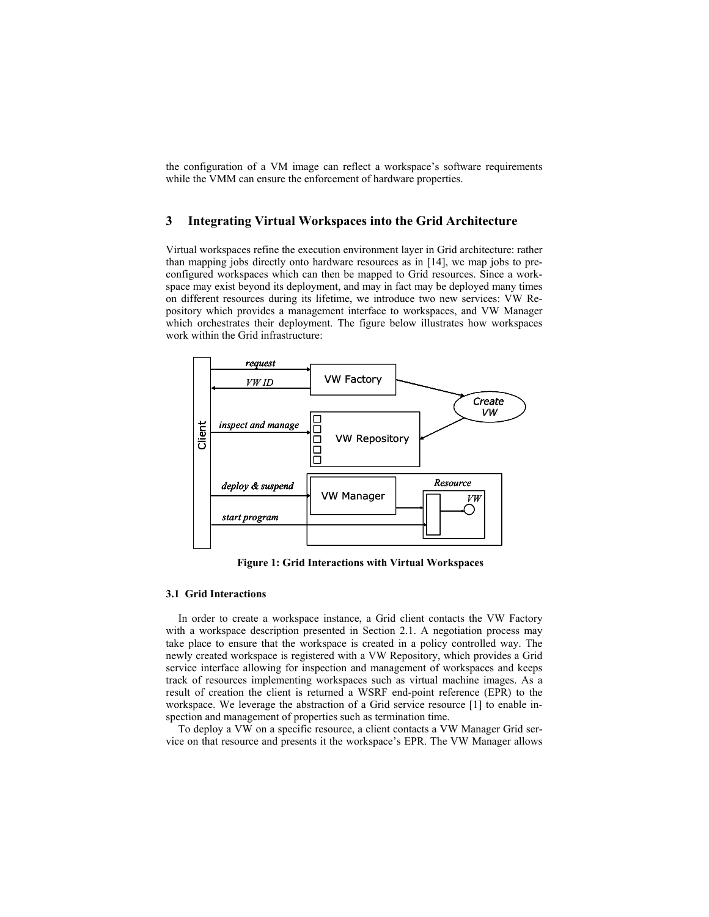the configuration of a VM image can reflect a workspace's software requirements while the VMM can ensure the enforcement of hardware properties.

## 3 Integrating Virtual Workspaces into the Grid Architecture

Virtual workspaces refine the execution environment layer in Grid architecture: rather than mapping jobs directly onto hardware resources as in [14], we map jobs to preconfigured workspaces which can then be mapped to Grid resources. Since a workspace may exist beyond its deployment, and may in fact may be deployed many times on different resources during its lifetime, we introduce two new services: VW Repository which provides a management interface to workspaces, and VW Manager which orchestrates their deployment. The figure below illustrates how workspaces work within the Grid infrastructure:

**Figure 1: Grid Interactions with Virtual Workspaces**

### 3.1 Grid Interactions

In order to create a workspace instance, a Grid client contacts the VW Factory with a workspace description presented in Section 2.1. A negotiation process may take place to ensure that the workspace is created in a policy controlled way. The newly created workspace is registered with a VW Repository, which provides a Grid service interface allowing for inspection and management of workspaces and keeps track of resources implementing workspaces such as virtual machine images. As a result of creation the client is returned a WSRF end-point reference (EPR) to the workspace. We leverage the abstraction of a Grid service resource [1] to enable inspection and management of properties such as termination time.

To deploy a VW on a specific resource, a client contacts a VW Manager Grid service on that resource and presents it the workspace's EPR. The VW Manager allows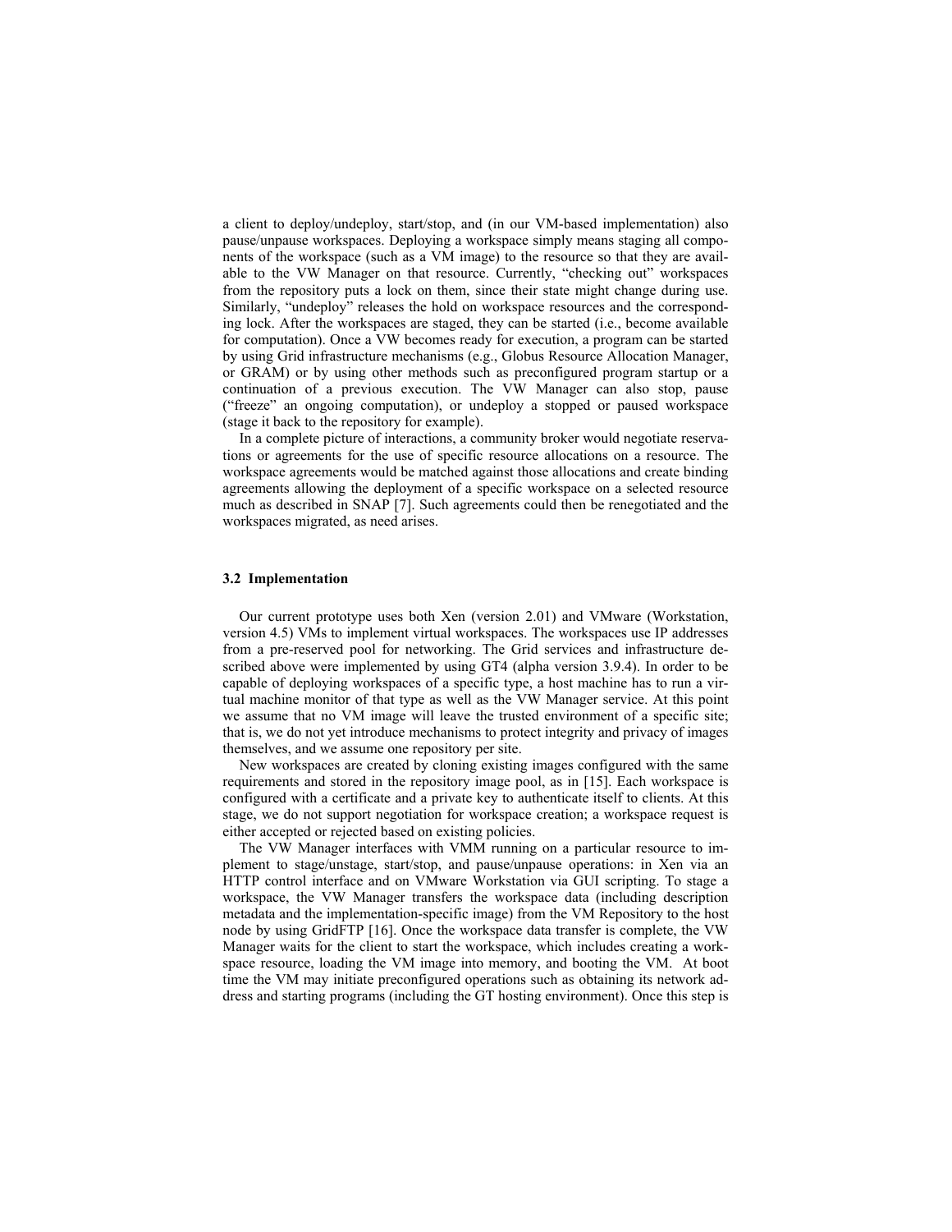a client to deploy/undeploy, start/stop, and (in our VM-based implementation) also pause/unpause workspaces. Deploying a workspace simply means staging all components of the workspace (such as a VM image) to the resource so that they are available to the VW Manager on that resource. Currently, "checking out" workspaces from the repository puts a lock on them, since their state might change during use. Similarly, "undeploy" releases the hold on workspace resources and the corresponding lock. After the workspaces are staged, they can be started (i.e., become available for computation). Once a VW becomes ready for execution, a program can be started by using Grid infrastructure mechanisms (e.g., Globus Resource Allocation Manager, or GRAM) or by using other methods such as preconfigured program startup or a continuation of a previous execution. The VW Manager can also stop, pause ("freeze" an ongoing computation), or undeploy a stopped or paused workspace (stage it back to the repository for example).

In a complete picture of interactions, a community broker would negotiate reservations or agreements for the use of specific resource allocations on a resource. The workspace agreements would be matched against those allocations and create binding agreements allowing the deployment of a specific workspace on a selected resource much as described in SNAP [7]. Such agreements could then be renegotiated and the workspaces migrated, as need arises.

### 3.2 Implementation

Our current prototype uses both Xen (version 2.01) and VMware (Workstation, version 4.5) VMs to implement virtual workspaces. The workspaces use IP addresses from a pre-reserved pool for networking. The Grid services and infrastructure described above were implemented by using GT4 (alpha version 3.9.4). In order to be capable of deploying workspaces of a specific type, a host machine has to run a virtual machine monitor of that type as well as the VW Manager service. At this point we assume that no VM image will leave the trusted environment of a specific site; that is, we do not yet introduce mechanisms to protect integrity and privacy of images themselves, and we assume one repository per site.

New workspaces are created by cloning existing images configured with the same requirements and stored in the repository image pool, as in [15]. Each workspace is configured with a certificate and a private key to authenticate itself to clients. At this stage, we do not support negotiation for workspace creation; a workspace request is either accepted or rejected based on existing policies.

The VW Manager interfaces with VMM running on a particular resource to implement to stage/unstage, start/stop, and pause/unpause operations: in Xen via an HTTP control interface and on VMware Workstation via GUI scripting. To stage a workspace, the VW Manager transfers the workspace data (including description metadata and the implementation-specific image) from the VM Repository to the host node by using GridFTP [16]. Once the workspace data transfer is complete, the VW Manager waits for the client to start the workspace, which includes creating a workspace resource, loading the VM image into memory, and booting the VM. At boot time the VM may initiate preconfigured operations such as obtaining its network address and starting programs (including the GT hosting environment). Once this step is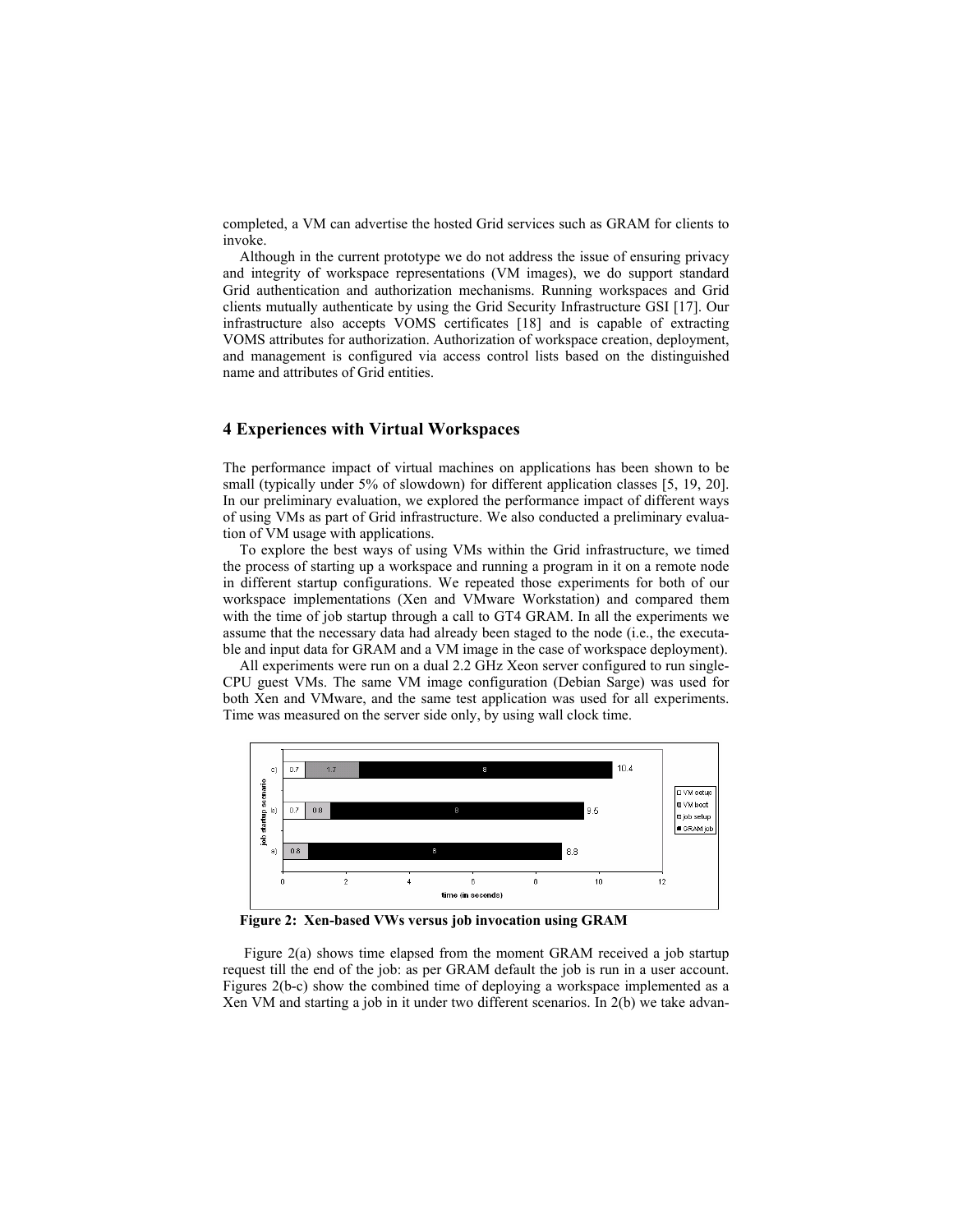completed, a VM can advertise the hosted Grid services such as GRAM for clients to invoke.

Although in the current prototype we do not address the issue of ensuring privacy and integrity of workspace representations (VM images), we do support standard Grid authentication and authorization mechanisms. Running workspaces and Grid clients mutually authenticate by using the Grid Security Infrastructure GSI [17]. Our infrastructure also accepts VOMS certificates [18] and is capable of extracting VOMS attributes for authorization. Authorization of workspace creation, deployment, and management is configured via access control lists based on the distinguished name and attributes of Grid entities.

## 4 Experiences with Virtual Workspaces

The performance impact of virtual machines on applications has been shown to be small (typically under 5% of slowdown) for different application classes [5, 19, 20]. In our preliminary evaluation, we explored the performance impact of different ways of using VMs as part of Grid infrastructure. We also conducted a preliminary evaluation of VM usage with applications.

To explore the best ways of using VMs within the Grid infrastructure, we timed the process of starting up a workspace and running a program in it on a remote node in different startup configurations. We repeated those experiments for both of our workspace implementations (Xen and VMware Workstation) and compared them with the time of job startup through a call to GT4 GRAM. In all the experiments we assume that the necessary data had already been staged to the node (i.e., the executable and input data for GRAM and a VM image in the case of workspace deployment).

All experiments were run on a dual 2.2 GHz Xeon server configured to run single-CPU guest VMs. The same VM image configuration (Debian Sarge) was used for both Xen and VMware, and the same test application was used for all experiments. Time was measured on the server side only, by using wall clock time.

**Figure 2: Xen-based VWs versus job invocation using GRAM**

Figure 2(a) shows time elapsed from the moment GRAM received a job startup request till the end of the job: as per GRAM default the job is run in a user account. Figures 2(b-c) show the combined time of deploying a workspace implemented as a Xen VM and starting a job in it under two different scenarios. In 2(b) we take advan-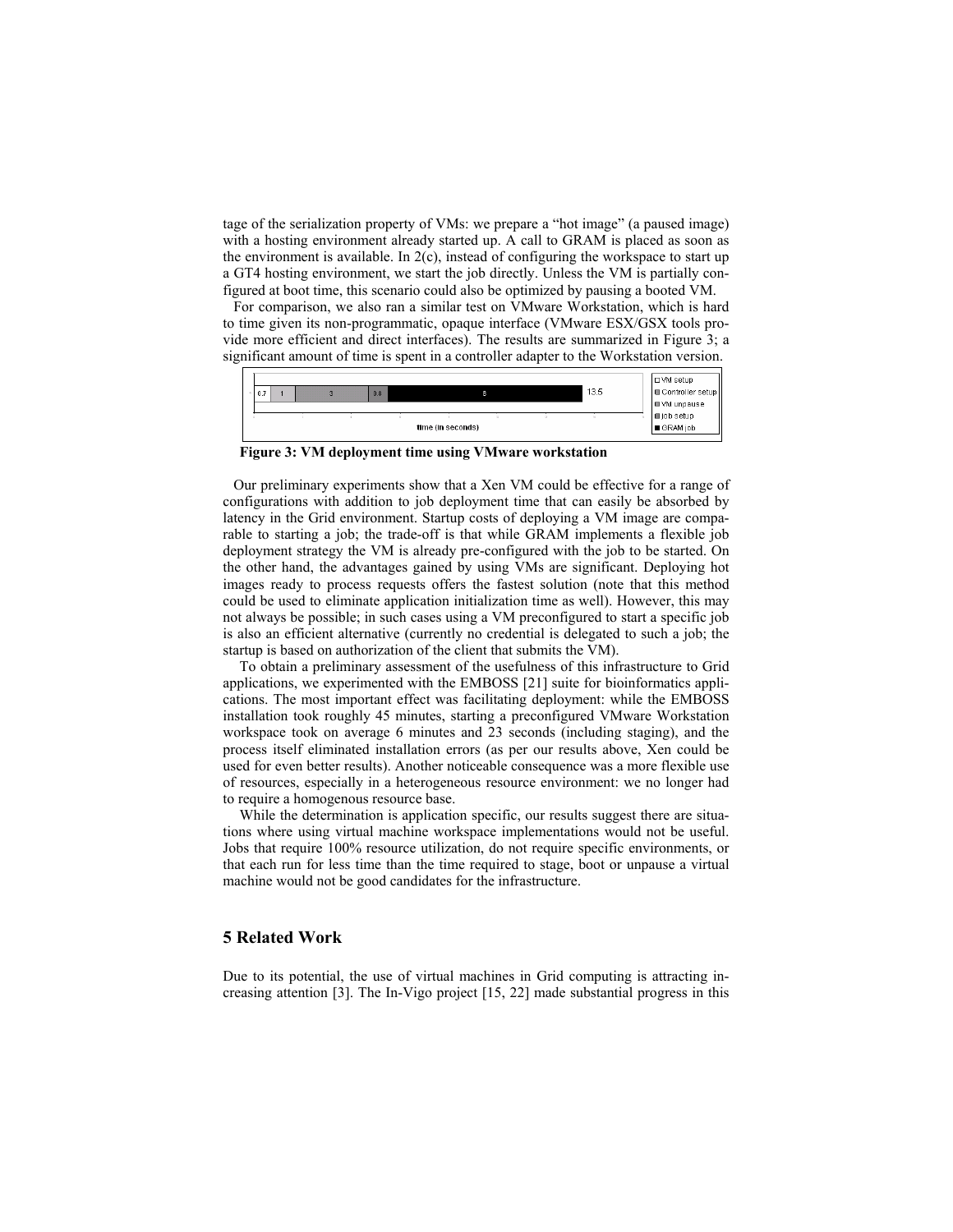tage of the serialization property of VMs: we prepare a "hot image" (a paused image) with a hosting environment already started up. A call to GRAM is placed as soon as the environment is available. In 2(c), instead of configuring the workspace to start up a GT4 hosting environment, we start the job directly. Unless the VM is partially configured at boot time, this scenario could also be optimized by pausing a booted VM.

For comparison, we also ran a similar test on VMware Workstation, which is hard to time given its non-programmatic, opaque interface (VMware ESX/GSX tools provide more efficient and direct interfaces). The results are summarized in Figure 3; a significant amount of time is spent in a controller adapter to the Workstation version.

0.7
1
3
0.8
8
13.5
time (in seconds)
VM setup
Controller setup
VM unpause
Job setup
GRAM job

**Figure 3: VM deployment time using VMware workstation**

Our preliminary experiments show that a Xen VM could be effective for a range of configurations with addition to job deployment time that can easily be absorbed by latency in the Grid environment. Startup costs of deploying a VM image are comparable to starting a job; the trade-off is that while GRAM implements a flexible job deployment strategy the VM is already pre-configured with the job to be started. On the other hand, the advantages gained by using VMs are significant. Deploying hot images ready to process requests offers the fastest solution (note that this method could be used to eliminate application initialization time as well). However, this may not always be possible; in such cases using a VM preconfigured to start a specific job is also an efficient alternative (currently no credential is delegated to such a job; the startup is based on authorization of the client that submits the VM).

To obtain a preliminary assessment of the usefulness of this infrastructure to Grid applications, we experimented with the EMBOSS [21] suite for bioinformatics applications. The most important effect was facilitating deployment: while the EMBOSS installation took roughly 45 minutes, starting a preconfigured VMware Workstation workspace took on average 6 minutes and 23 seconds (including staging), and the process itself eliminated installation errors (as per our results above, Xen could be used for even better results). Another noticeable consequence was a more flexible use of resources, especially in a heterogeneous resource environment: we no longer had to require a homogenous resource base.

While the determination is application specific, our results suggest there are situations where using virtual machine workspace implementations would not be useful. Jobs that require 100% resource utilization, do not require specific environments, or that each run for less time than the time required to stage, boot or unpause a virtual machine would not be good candidates for the infrastructure.

## 5 Related Work

Due to its potential, the use of virtual machines in Grid computing is attracting increasing attention [3]. The In-Vigo project [15, 22] made substantial progress in this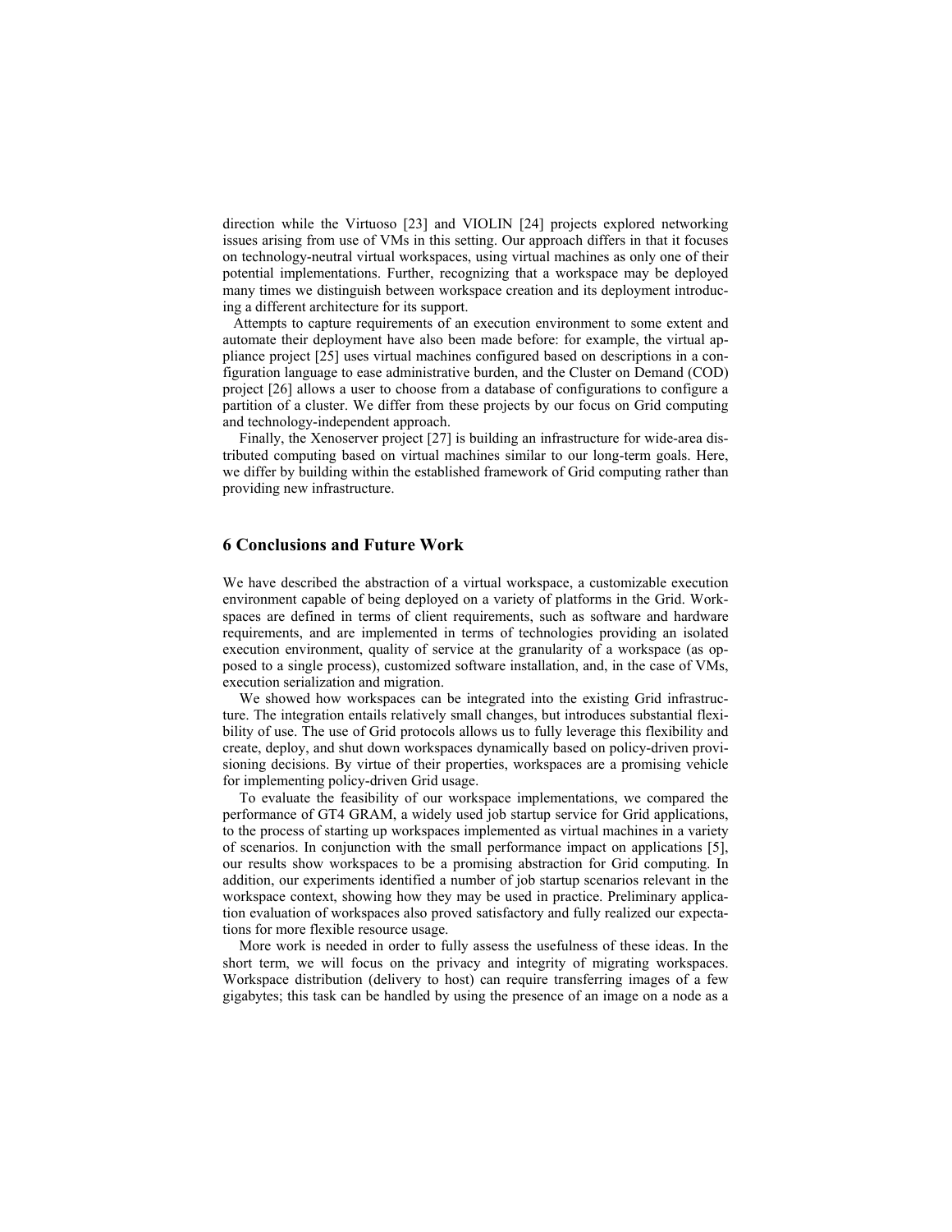direction while the Virtuoso [23] and VIOLIN [24] projects explored networking issues arising from use of VMs in this setting. Our approach differs in that it focuses on technology-neutral virtual workspaces, using virtual machines as only one of their potential implementations. Further, recognizing that a workspace may be deployed many times we distinguish between workspace creation and its deployment introducing a different architecture for its support.

Attempts to capture requirements of an execution environment to some extent and automate their deployment have also been made before: for example, the virtual appliance project [25] uses virtual machines configured based on descriptions in a configuration language to ease administrative burden, and the Cluster on Demand (COD) project [26] allows a user to choose from a database of configurations to configure a partition of a cluster. We differ from these projects by our focus on Grid computing and technology-independent approach.

Finally, the Xenoserver project [27] is building an infrastructure for wide-area distributed computing based on virtual machines similar to our long-term goals. Here, we differ by building within the established framework of Grid computing rather than providing new infrastructure.

## 6 Conclusions and Future Work

We have described the abstraction of a virtual workspace, a customizable execution environment capable of being deployed on a variety of platforms in the Grid. Workspaces are defined in terms of client requirements, such as software and hardware requirements, and are implemented in terms of technologies providing an isolated execution environment, quality of service at the granularity of a workspace (as opposed to a single process), customized software installation, and, in the case of VMs, execution serialization and migration.

We showed how workspaces can be integrated into the existing Grid infrastructure. The integration entails relatively small changes, but introduces substantial flexibility of use. The use of Grid protocols allows us to fully leverage this flexibility and create, deploy, and shut down workspaces dynamically based on policy-driven provisioning decisions. By virtue of their properties, workspaces are a promising vehicle for implementing policy-driven Grid usage.

To evaluate the feasibility of our workspace implementations, we compared the performance of GT4 GRAM, a widely used job startup service for Grid applications, to the process of starting up workspaces implemented as virtual machines in a variety of scenarios. In conjunction with the small performance impact on applications [5], our results show workspaces to be a promising abstraction for Grid computing. In addition, our experiments identified a number of job startup scenarios relevant in the workspace context, showing how they may be used in practice. Preliminary application evaluation of workspaces also proved satisfactory and fully realized our expectations for more flexible resource usage.

More work is needed in order to fully assess the usefulness of these ideas. In the short term, we will focus on the privacy and integrity of migrating workspaces. Workspace distribution (delivery to host) can require transferring images of a few gigabytes; this task can be handled by using the presence of an image on a node as a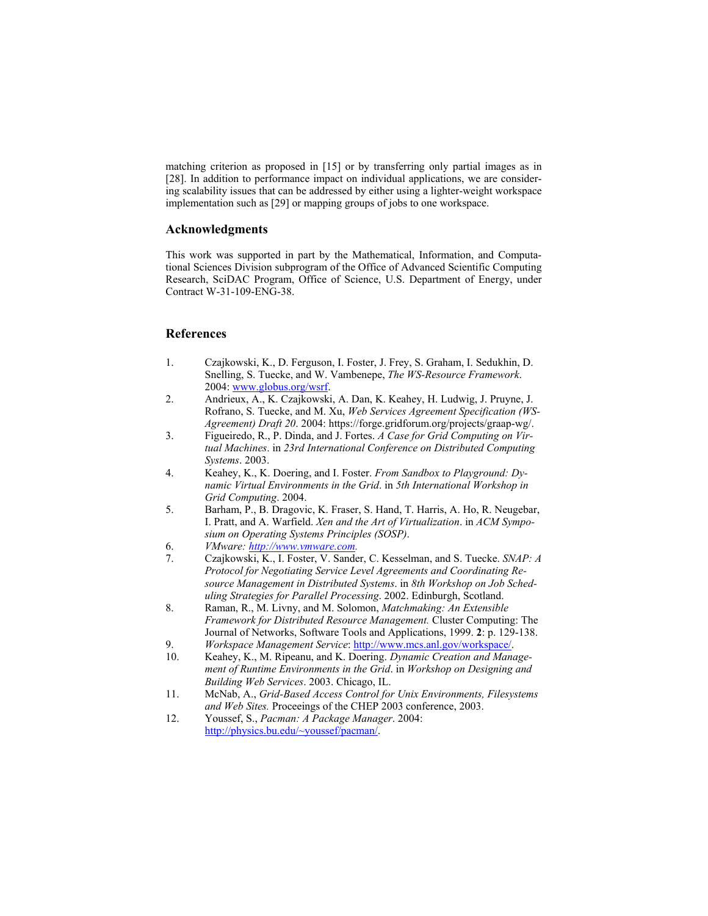matching criterion as proposed in [15] or by transferring only partial images as in [28]. In addition to performance impact on individual applications, we are considering scalability issues that can be addressed by either using a lighter-weight workspace implementation such as [29] or mapping groups of jobs to one workspace.

## Acknowledgments

This work was supported in part by the Mathematical, Information, and Computational Sciences Division subprogram of the Office of Advanced Scientific Computing Research, SciDAC Program, Office of Science, U.S. Department of Energy, under Contract W-31-109-ENG-38.

## References

1. Czajkowski, K., D. Ferguson, I. Foster, J. Frey, S. Graham, I. Sedukhin, D. Snelling, S. Tuecke, and W. Vambenepe, *The WS-Resource Framework*. 2004: www.globus.org/wsrf.
2. Andrieux, A., K. Czajkowski, A. Dan, K. Keahey, H. Ludwig, J. Pruyne, J. Rofrano, S. Tuecke, and M. Xu, *Web Services Agreement Specification (WS-Agreement) Draft 20*. 2004: https://forge.gridforum.org/projects/graap-wg/.
3. Figueiredo, R., P. Dinda, and J. Fortes. *A Case for Grid Computing on Virtual Machines*. in *23rd International Conference on Distributed Computing Systems*. 2003.
4. Keahey, K., K. Doering, and I. Foster. *From Sandbox to Playground: Dynamic Virtual Environments in the Grid*. in *5th International Workshop in Grid Computing*. 2004.
5. Barham, P., B. Dragovic, K. Fraser, S. Hand, T. Harris, A. Ho, R. Neugebar, I. Pratt, and A. Warfield. *Xen and the Art of Virtualization*. in *ACM Symposium on Operating Systems Principles (SOSP)*.
6. *VMware: http://www.vmware.com.*
7. Czajkowski, K., I. Foster, V. Sander, C. Kesselman, and S. Tuecke. *SNAP: A Protocol for Negotiating Service Level Agreements and Coordinating Resource Management in Distributed Systems*. in *8th Workshop on Job Scheduling Strategies for Parallel Processing*. 2002. Edinburgh, Scotland.
8. Raman, R., M. Livny, and M. Solomon, *Matchmaking: An Extensible Framework for Distributed Resource Management.* Cluster Computing: The Journal of Networks, Software Tools and Applications, 1999. **2**: p. 129-138.
9. *Workspace Management Service*: http://www.mcs.anl.gov/workspace/.
10. Keahey, K., M. Ripeanu, and K. Doering. *Dynamic Creation and Management of Runtime Environments in the Grid*. in *Workshop on Designing and Building Web Services*. 2003. Chicago, IL.
11. McNab, A., *Grid-Based Access Control for Unix Environments, Filesystems and Web Sites.* Proceeings of the CHEP 2003 conference, 2003.
12. Youssef, S., *Pacman: A Package Manager*. 2004: http://physics.bu.edu/~youssef/pacman/.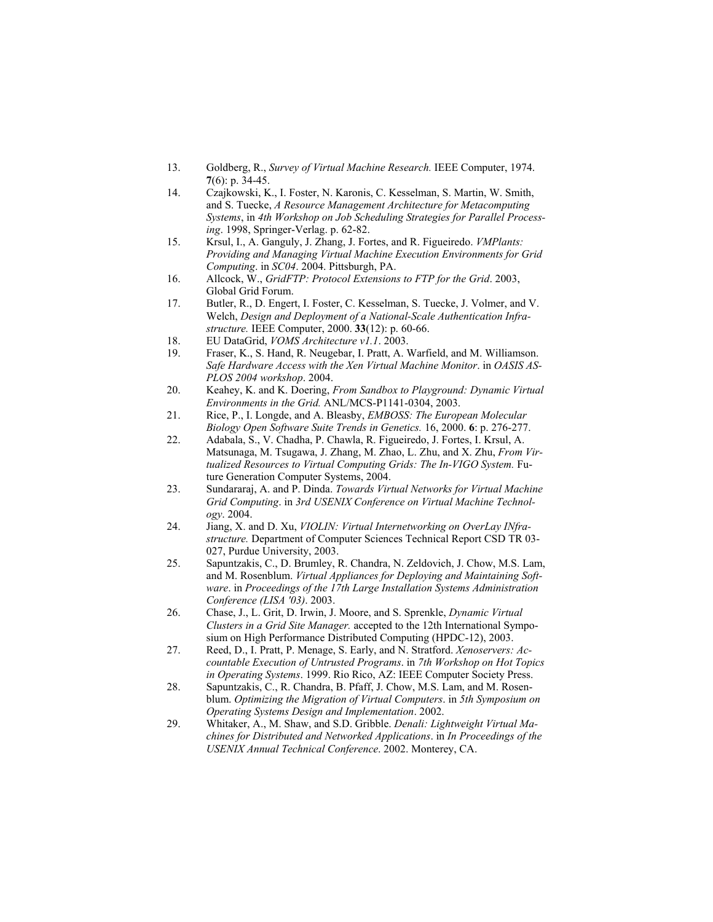13. Goldberg, R., *Survey of Virtual Machine Research.* IEEE Computer, 1974. **7**(6): p. 34-45.
14. Czajkowski, K., I. Foster, N. Karonis, C. Kesselman, S. Martin, W. Smith, and S. Tuecke, *A Resource Management Architecture for Metacomputing Systems*, in *4th Workshop on Job Scheduling Strategies for Parallel Processing*. 1998, Springer-Verlag. p. 62-82.
15. Krsul, I., A. Ganguly, J. Zhang, J. Fortes, and R. Figueiredo. *VMPlants: Providing and Managing Virtual Machine Execution Environments for Grid Computing*. in *SC04*. 2004. Pittsburgh, PA.
16. Allcock, W., *GridFTP: Protocol Extensions to FTP for the Grid*. 2003, Global Grid Forum.
17. Butler, R., D. Engert, I. Foster, C. Kesselman, S. Tuecke, J. Volmer, and V. Welch, *Design and Deployment of a National-Scale Authentication Infrastructure.* IEEE Computer, 2000. **33**(12): p. 60-66.
18. EU DataGrid, *VOMS Architecture v1.1*. 2003.
19. Fraser, K., S. Hand, R. Neugebar, I. Pratt, A. Warfield, and M. Williamson. *Safe Hardware Access with the Xen Virtual Machine Monitor*. in *OASIS ASPLOS 2004 workshop*. 2004.
20. Keahey, K. and K. Doering, *From Sandbox to Playground: Dynamic Virtual Environments in the Grid.* ANL/MCS-P1141-0304, 2003.
21. Rice, P., I. Longde, and A. Bleasby, *EMBOSS: The European Molecular Biology Open Software Suite Trends in Genetics.* 16, 2000. **6**: p. 276-277.
22. Adabala, S., V. Chadha, P. Chawla, R. Figueiredo, J. Fortes, I. Krsul, A. Matsunaga, M. Tsugawa, J. Zhang, M. Zhao, L. Zhu, and X. Zhu, *From Virtualized Resources to Virtual Computing Grids: The In-VIGO System.* Future Generation Computer Systems, 2004.
23. Sundararaj, A. and P. Dinda. *Towards Virtual Networks for Virtual Machine Grid Computing*. in *3rd USENIX Conference on Virtual Machine Technology*. 2004.
24. Jiang, X. and D. Xu, *VIOLIN: Virtual Internetworking on OverLay INfrastructure.* Department of Computer Sciences Technical Report CSD TR 03-027, Purdue University, 2003.
25. Sapuntzakis, C., D. Brumley, R. Chandra, N. Zeldovich, J. Chow, M.S. Lam, and M. Rosenblum. *Virtual Appliances for Deploying and Maintaining Software*. in *Proceedings of the 17th Large Installation Systems Administration Conference (LISA '03)*. 2003.
26. Chase, J., L. Grit, D. Irwin, J. Moore, and S. Sprenkle, *Dynamic Virtual Clusters in a Grid Site Manager.* accepted to the 12th International Symposium on High Performance Distributed Computing (HPDC-12), 2003.
27. Reed, D., I. Pratt, P. Menage, S. Early, and N. Stratford. *Xenoservers: Accountable Execution of Untrusted Programs*. in *7th Workshop on Hot Topics in Operating Systems*. 1999. Rio Rico, AZ: IEEE Computer Society Press.
28. Sapuntzakis, C., R. Chandra, B. Pfaff, J. Chow, M.S. Lam, and M. Rosenblum. *Optimizing the Migration of Virtual Computers*. in *5th Symposium on Operating Systems Design and Implementation*. 2002.
29. Whitaker, A., M. Shaw, and S.D. Gribble. *Denali: Lightweight Virtual Machines for Distributed and Networked Applications*. in *In Proceedings of the USENIX Annual Technical Conference*. 2002. Monterey, CA.